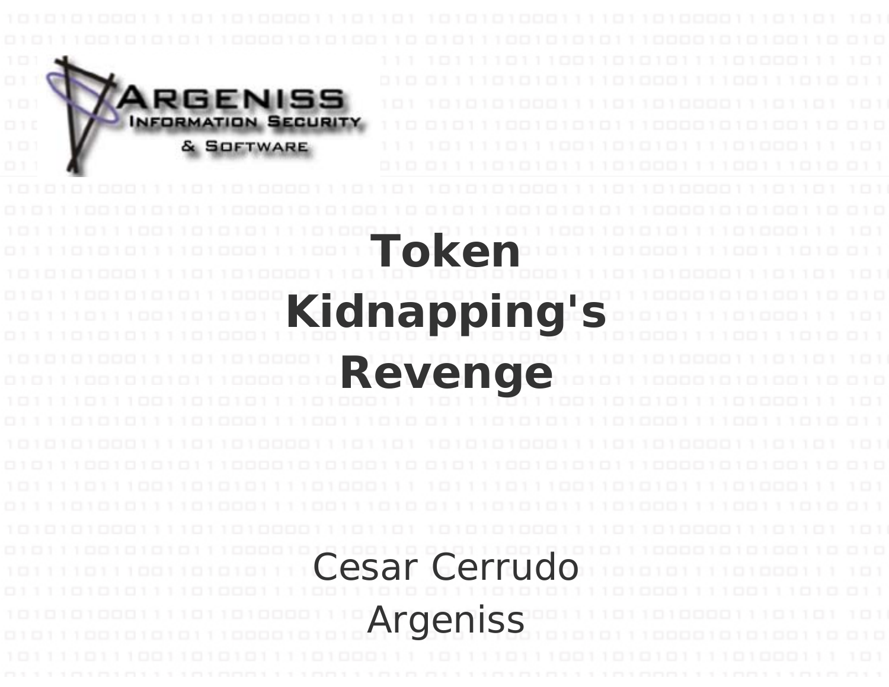ARGENISS
INFORMATION SECURITY
& SOFTWARE

# Token Kidnapping's Revenge

Cesar Cerrudo

Argeniss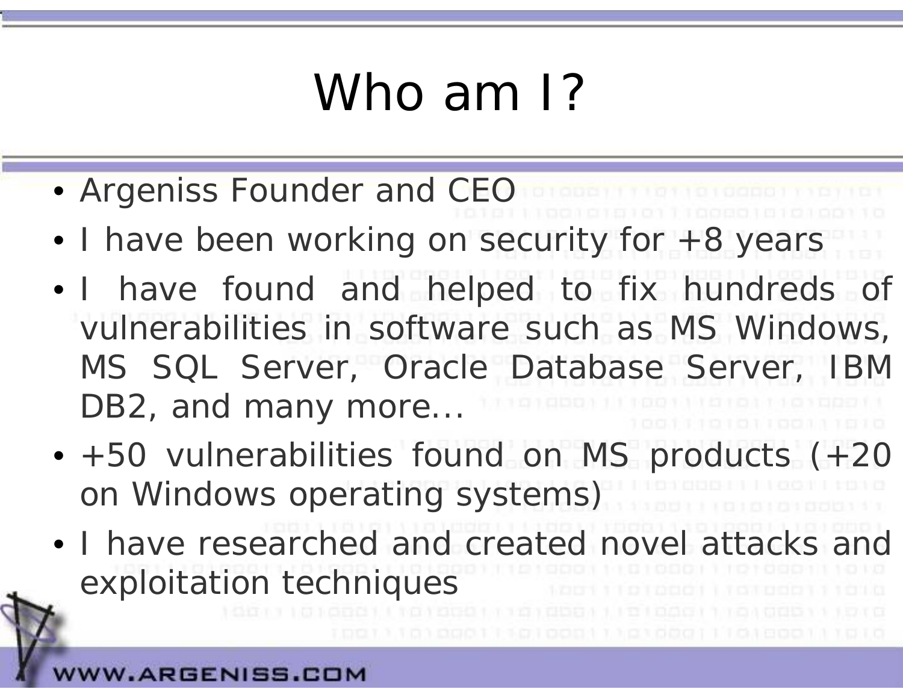# Who am I?

- Argeniss Founder and CEO
- I have been working on security for +8 years
- I have found and helped to fix hundreds of vulnerabilities in software such as MS Windows, MS SQL Server, Oracle Database Server, IBM DB2, and many more...
- +50 vulnerabilities found on MS products (+20 on Windows operating systems)
- I have researched and created novel attacks and exploitation techniques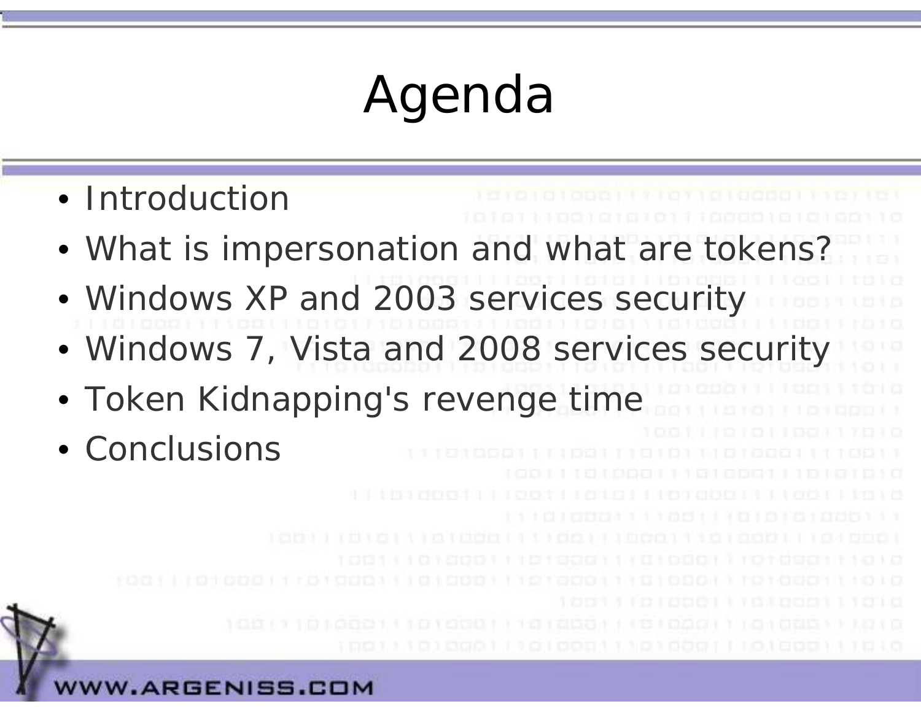# Agenda

- Introduction
- What is impersonation and what are tokens?
- Windows XP and 2003 services security
- Windows 7, Vista and 2008 services security
- Token Kidnapping's revenge time
- Conclusions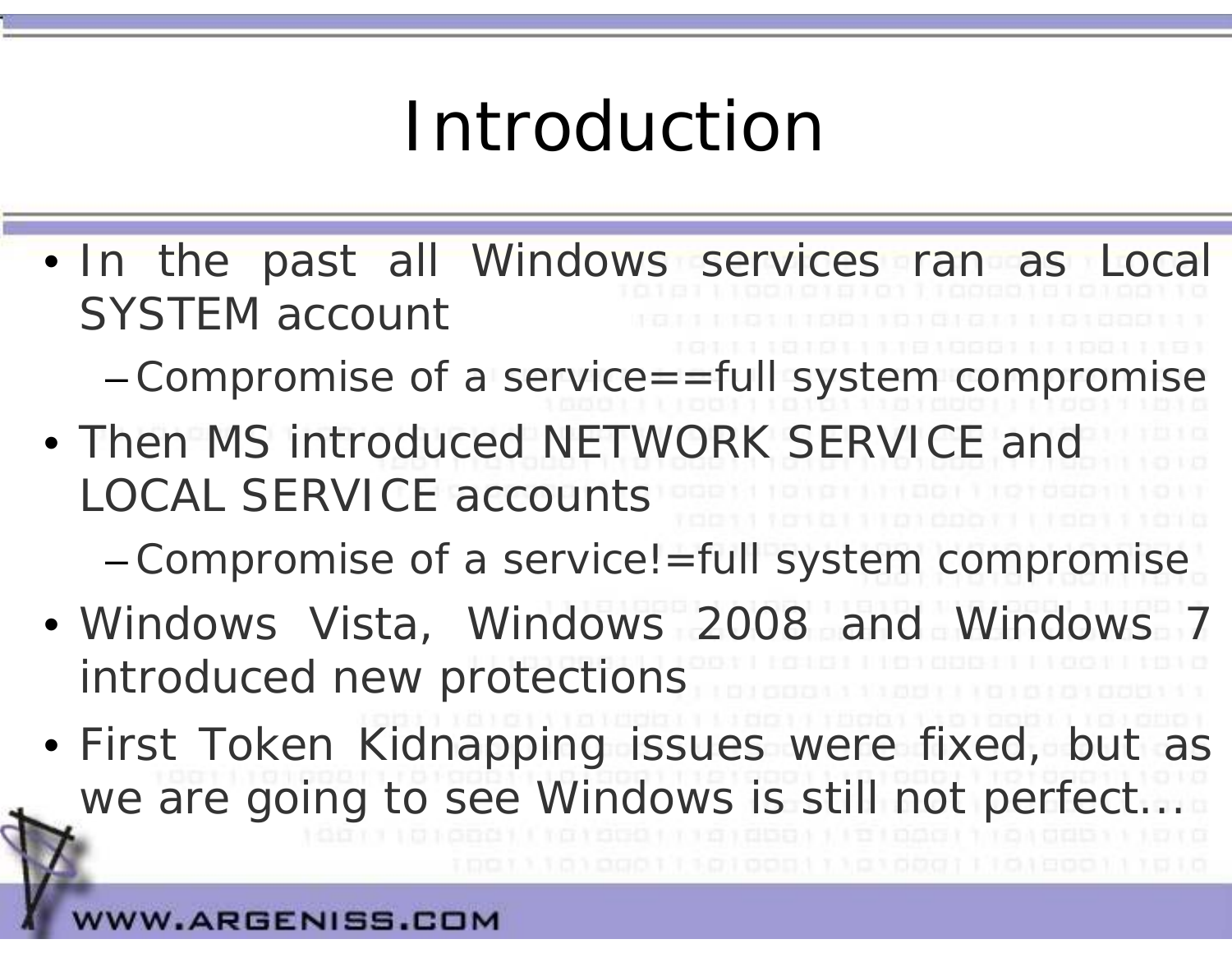# Introduction

- In the past all Windows services ran as Local SYSTEM account
  - Compromise of a service==full system compromise
- Then MS introduced NETWORK SERVICE and LOCAL SERVICE accounts
  - Compromise of a service!=full system compromise
- Windows Vista, Windows 2008 and Windows 7 introduced new protections
- First Token Kidnapping issues were fixed, but as we are going to see Windows is still not perfect...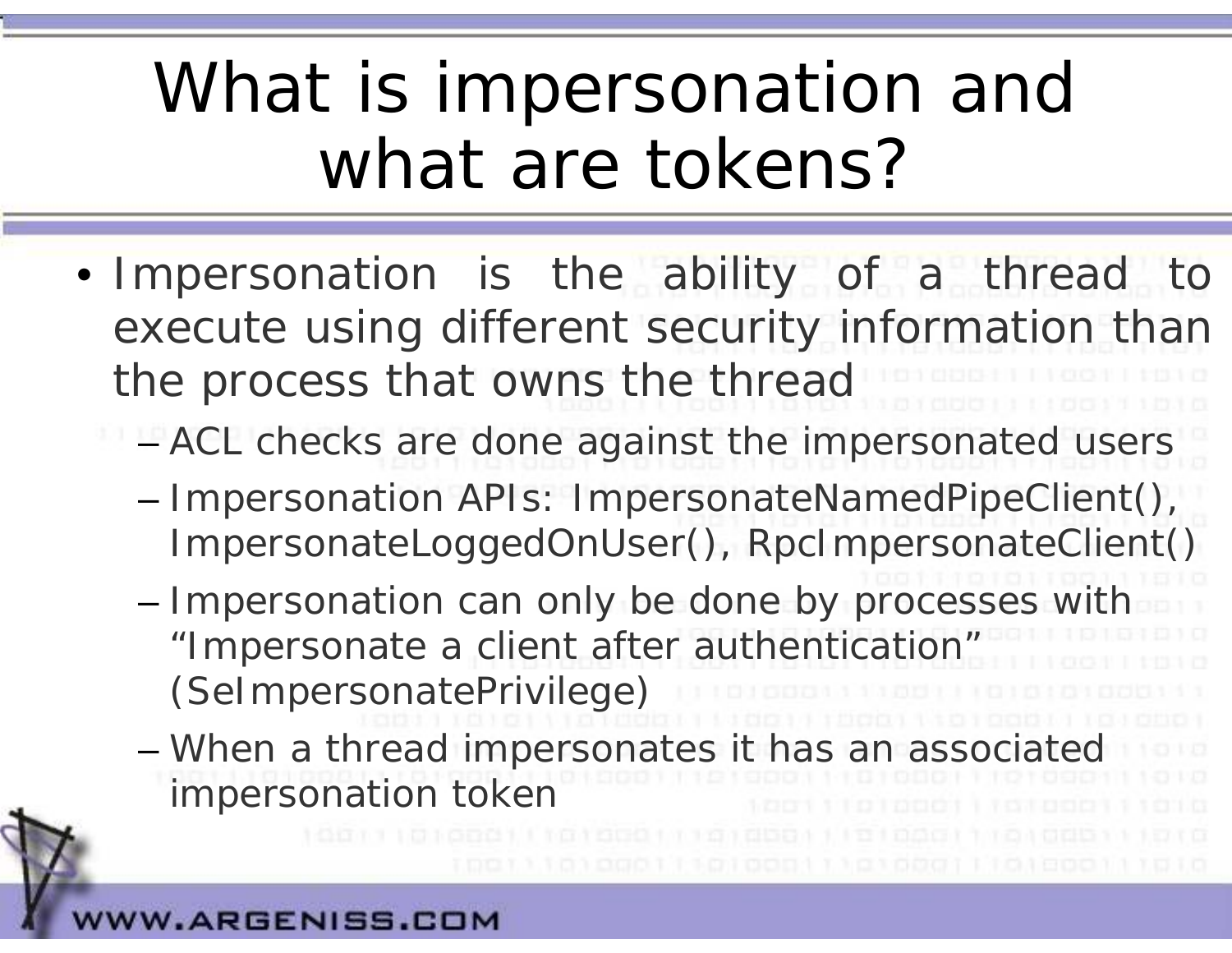# What is impersonation and what are tokens?

- Impersonation is the ability of a thread to execute using different security information than the process that owns the thread
  - ACL checks are done against the impersonated users
  - Impersonation APIs: ImpersonateNamedPipeClient(), ImpersonateLoggedOnUser(), RpcImpersonateClient()
  - Impersonation can only be done by processes with “Impersonate a client after authentication” (SeImpersonatePrivilege)
  - When a thread impersonates it has an associated impersonation token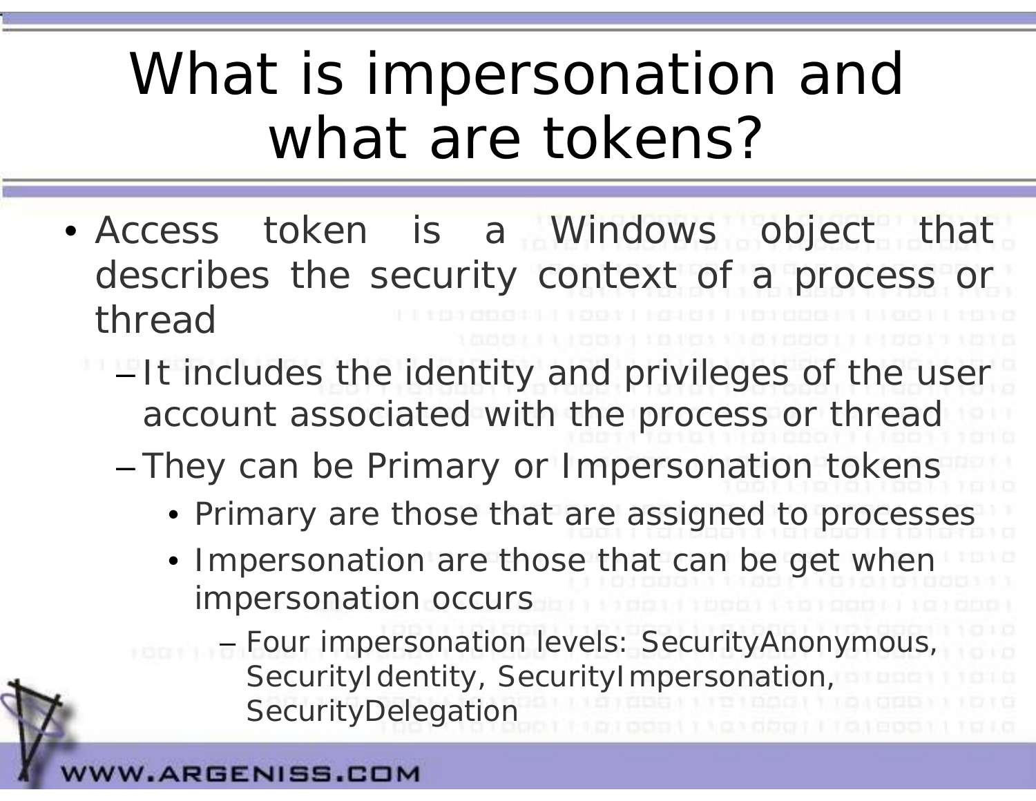# What is impersonation and what are tokens?

- Access token is a Windows object that describes the security context of a process or thread
  - It includes the identity and privileges of the user account associated with the process or thread
  - They can be Primary or Impersonation tokens
    - Primary are those that are assigned to processes
    - Impersonation are those that can be get when impersonation occurs
      - Four impersonation levels: SecurityAnonymous, SecurityIdentity, SecurityImpersonation, SecurityDelegation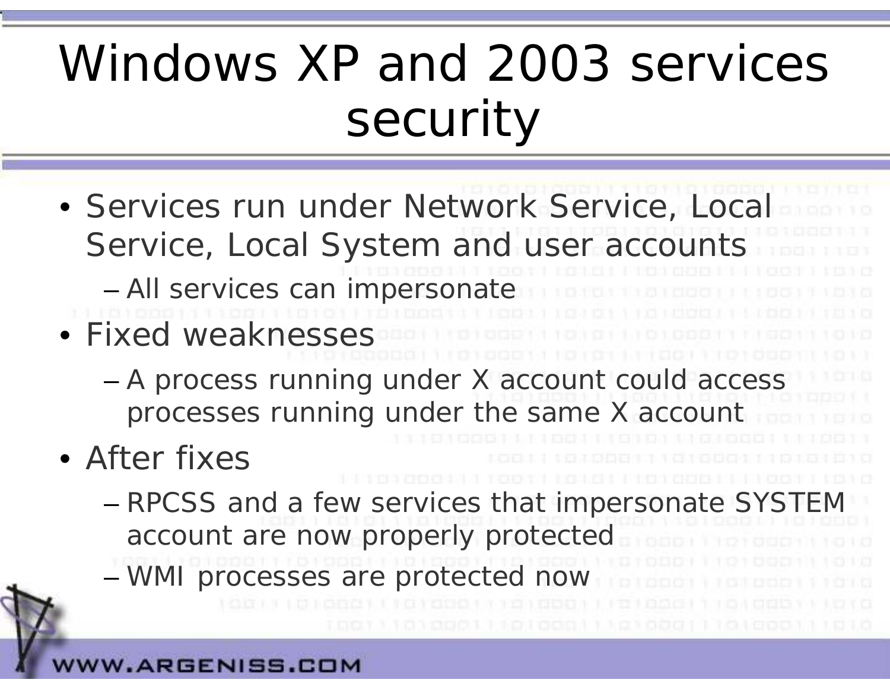# Windows XP and 2003 services security

- Services run under Network Service, Local Service, Local System and user accounts
  - All services can impersonate
- Fixed weaknesses
  - A process running under X account could access processes running under the same X account
- After fixes
  - RPCSS and a few services that impersonate SYSTEM account are now properly protected
  - WMI processes are protected now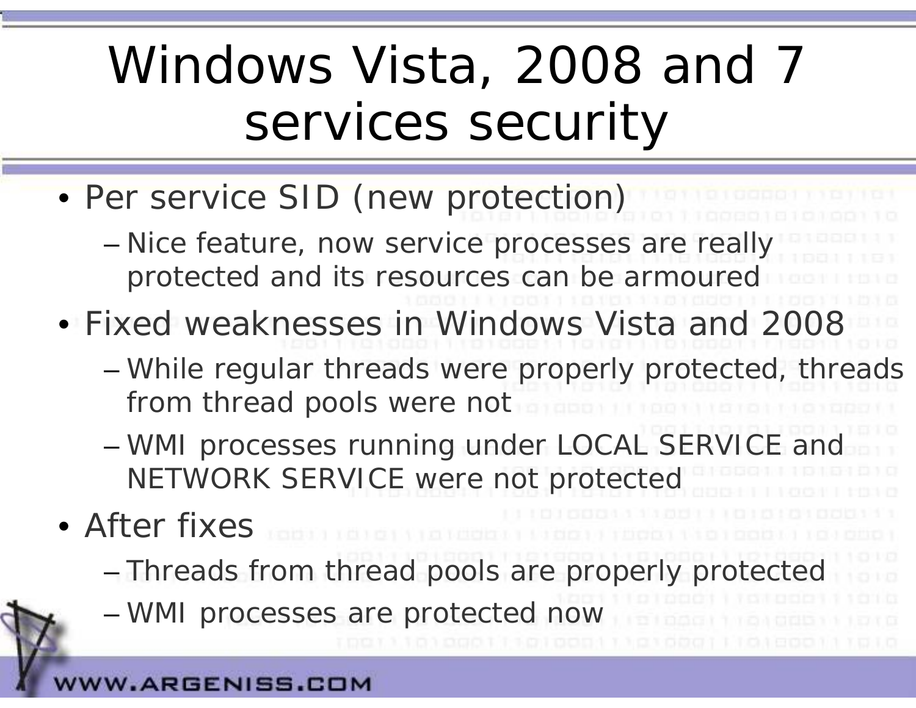# Windows Vista, 2008 and 7 services security

- Per service SID (new protection)
  - Nice feature, now service processes are really protected and its resources can be armoured
- Fixed weaknesses in Windows Vista and 2008
  - While regular threads were properly protected, threads from thread pools were not
  - WMI processes running under LOCAL SERVICE and NETWORK SERVICE were not protected
- After fixes
  - Threads from thread pools are properly protected
  - WMI processes are protected now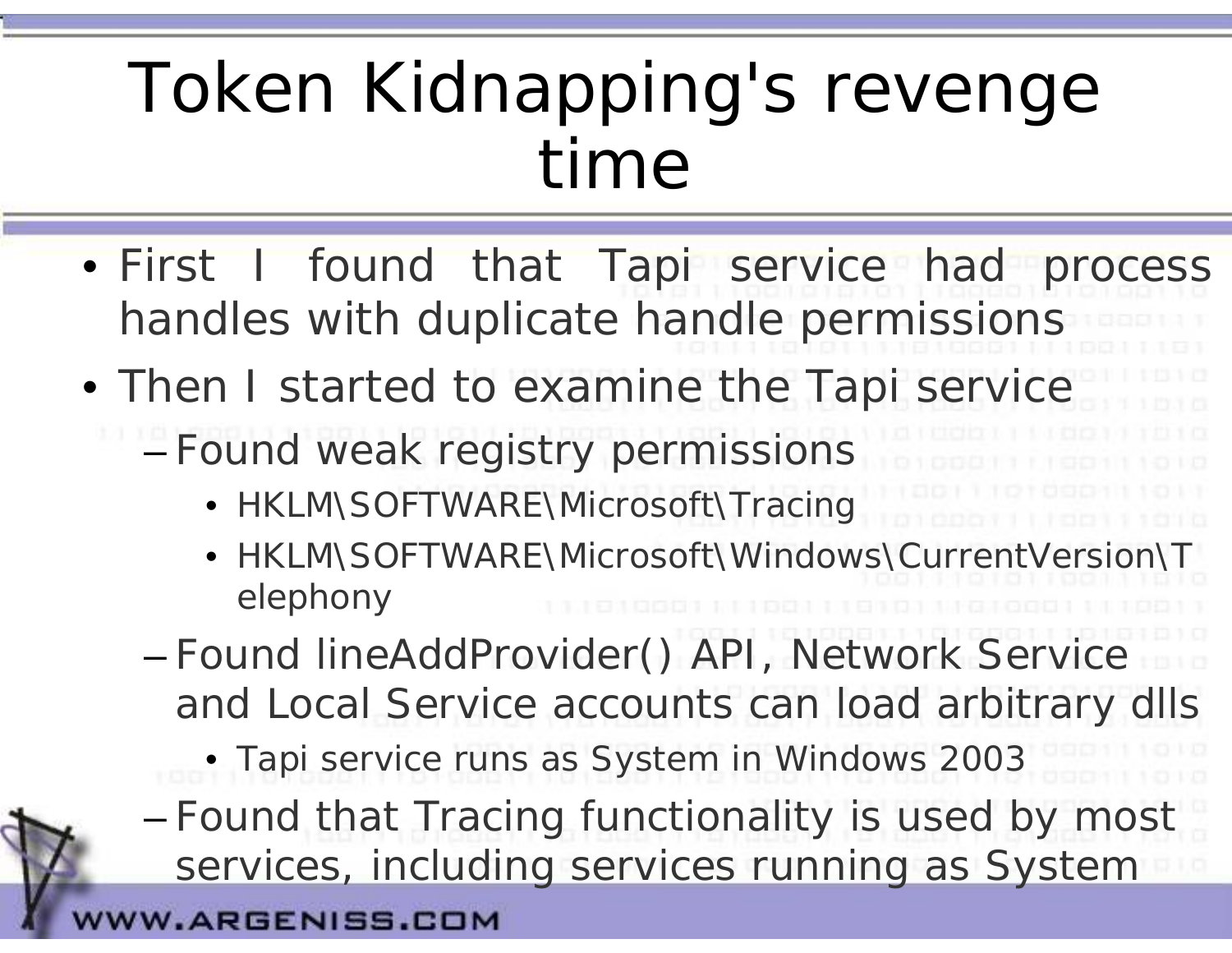# Token Kidnapping's revenge time

- First I found that Tapi service had process handles with duplicate handle permissions
- Then I started to examine the Tapi service
  - Found weak registry permissions
    - HKLM\SOFTWARE\Microsoft\Tracing
    - HKLM\SOFTWARE\Microsoft\Windows\CurrentVersion\Telephony
  - Found lineAddProvider() API, Network Service and Local Service accounts can load arbitrary dlls
    - Tapi service runs as System in Windows 2003
  - Found that Tracing functionality is used by most services, including services running as System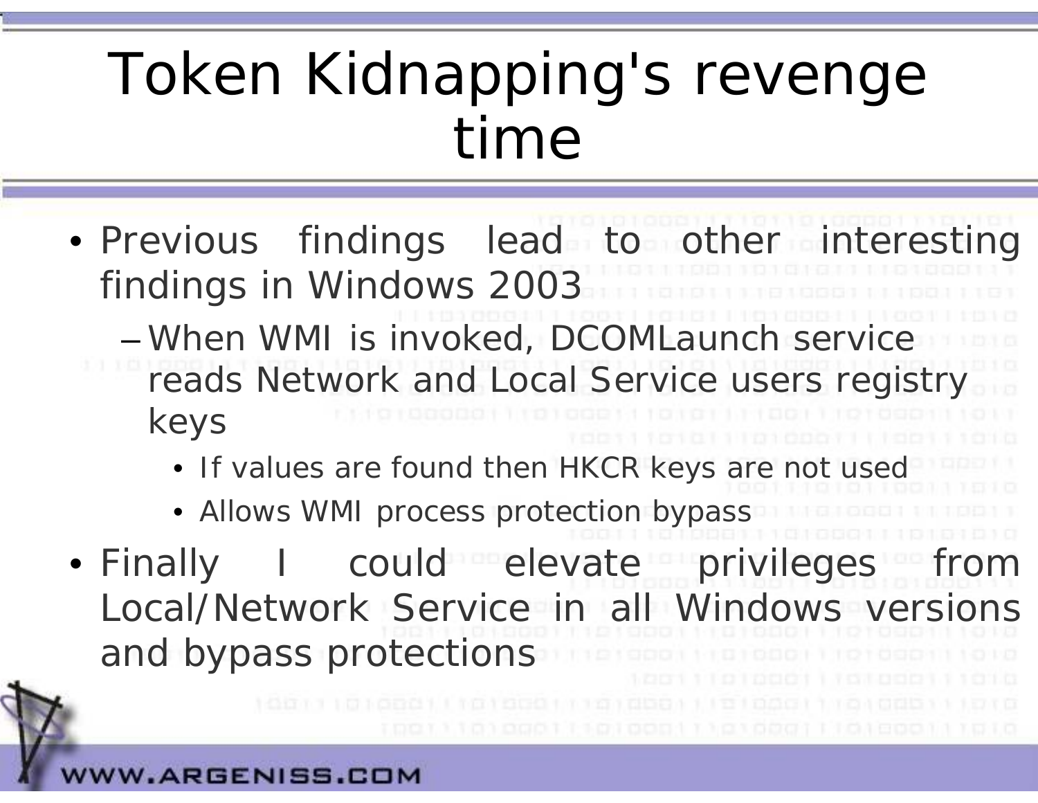# Token Kidnapping's revenge time

- Previous findings lead to other interesting findings in Windows 2003
  - When WMI is invoked, DCOMLaunch service reads Network and Local Service users registry keys
    - If values are found then HKCR keys are not used
    - Allows WMI process protection bypass
- Finally I could elevate privileges from Local/Network Service in all Windows versions and bypass protections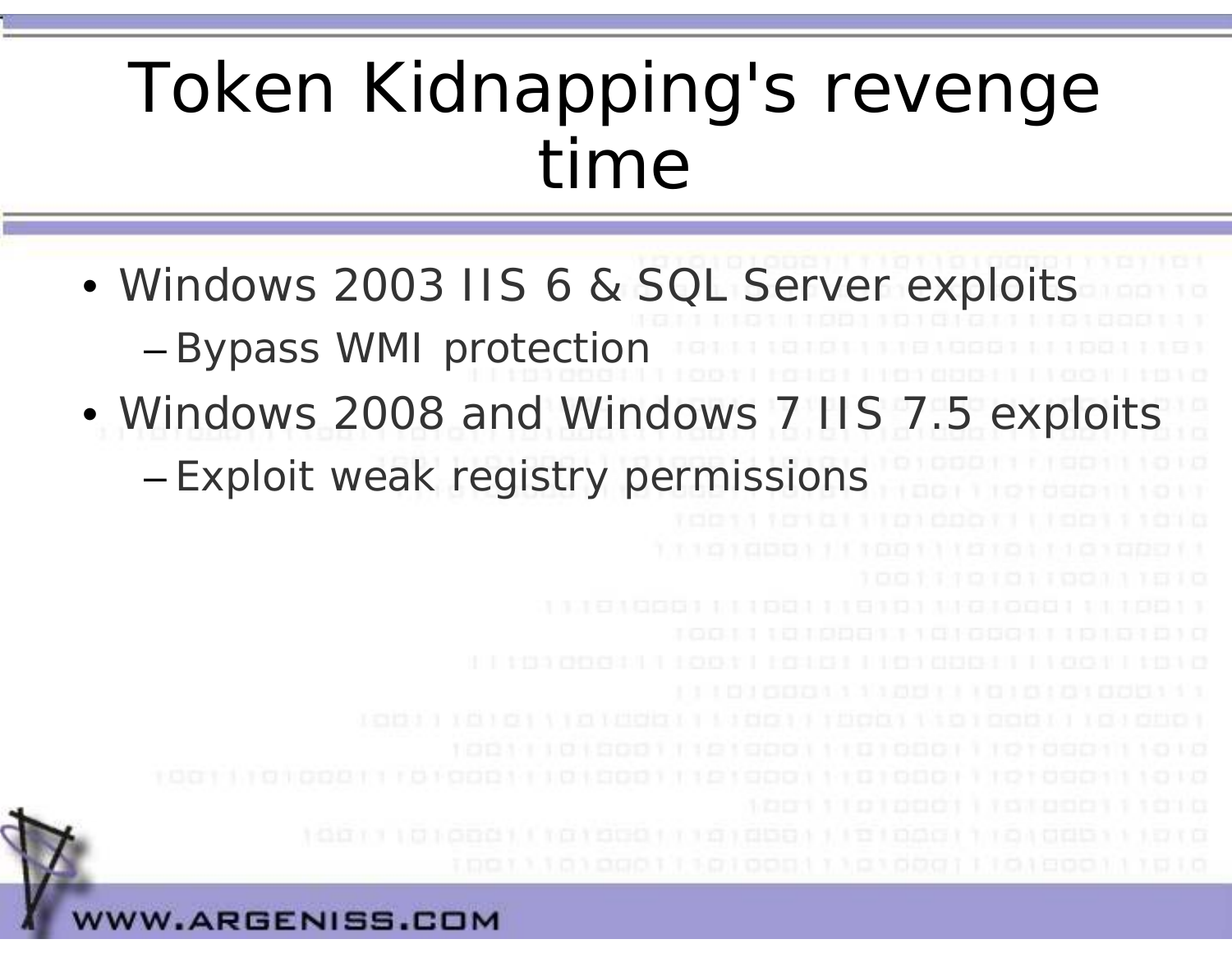# Token Kidnapping's revenge time

- Windows 2003 IIS 6 & SQL Server exploits
  - Bypass WMI protection
- Windows 2008 and Windows 7 IIS 7.5 exploits
  - Exploit weak registry permissions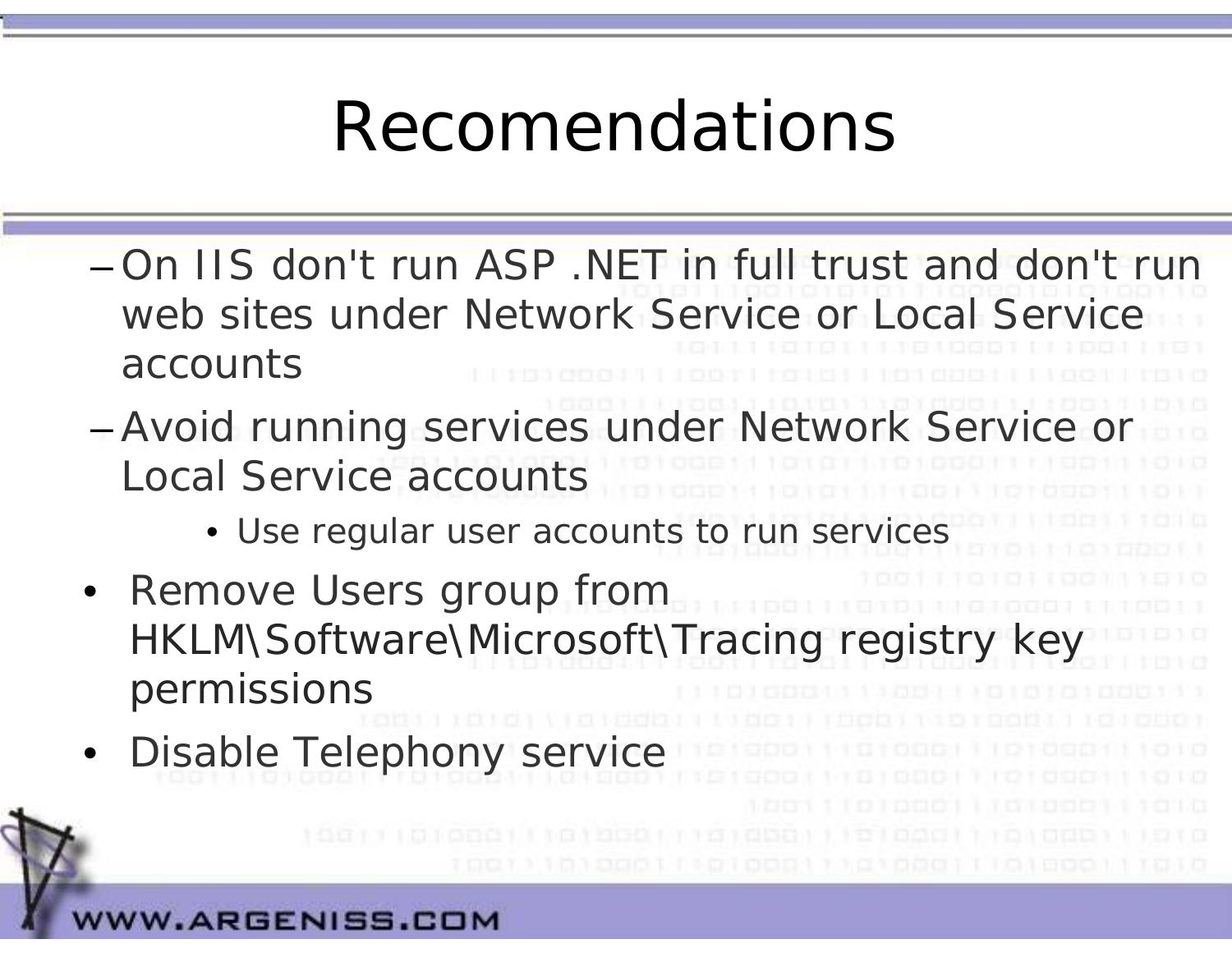# Recomendations

- On IIS don't run ASP .NET in full trust and don't run web sites under Network Service or Local Service accounts
- Avoid running services under Network Service or Local Service accounts
  - Use regular user accounts to run services
- Remove Users group from HKLM\Software\Microsoft\Tracing registry key permissions
- Disable Telephony service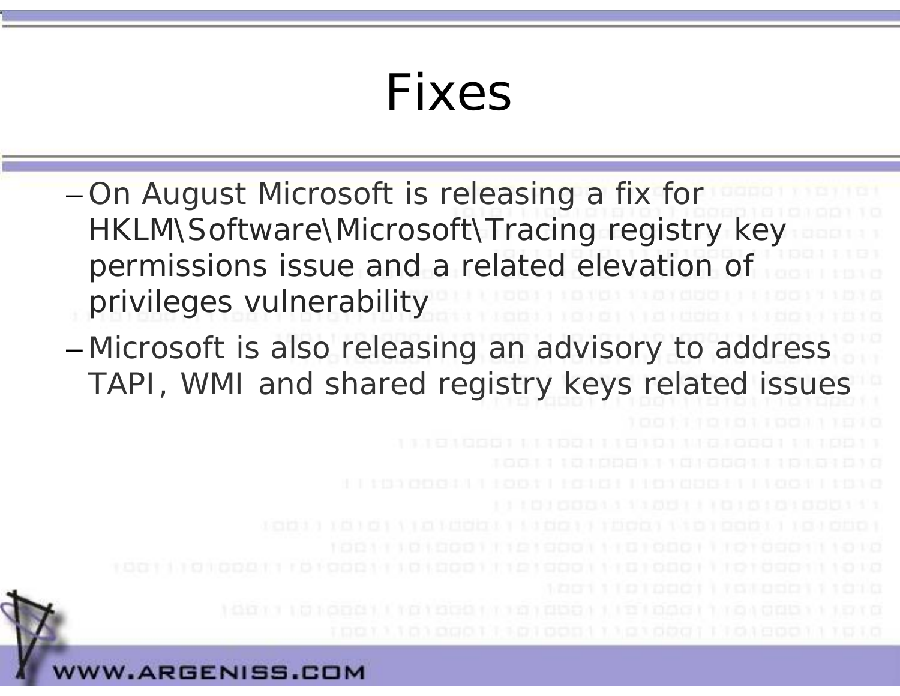# Fixes

- On August Microsoft is releasing a fix for HKLM\Software\Microsoft\Tracing registry key permissions issue and a related elevation of privileges vulnerability
- Microsoft is also releasing an advisory to address TAPI, WMI and shared registry keys related issues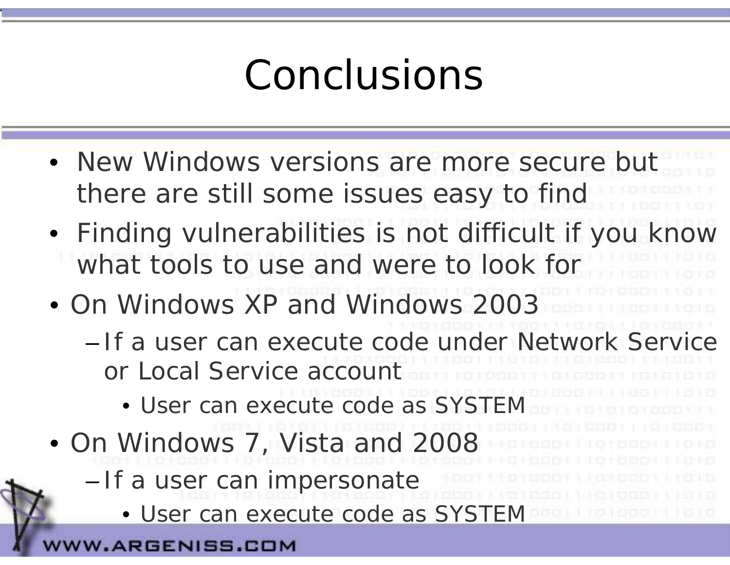# Conclusions

- New Windows versions are more secure but there are still some issues easy to find
- Finding vulnerabilities is not difficult if you know what tools to use and were to look for
- On Windows XP and Windows 2003
  - If a user can execute code under Network Service or Local Service account
    - User can execute code as SYSTEM
- On Windows 7, Vista and 2008
  - If a user can impersonate
    - User can execute code as SYSTEM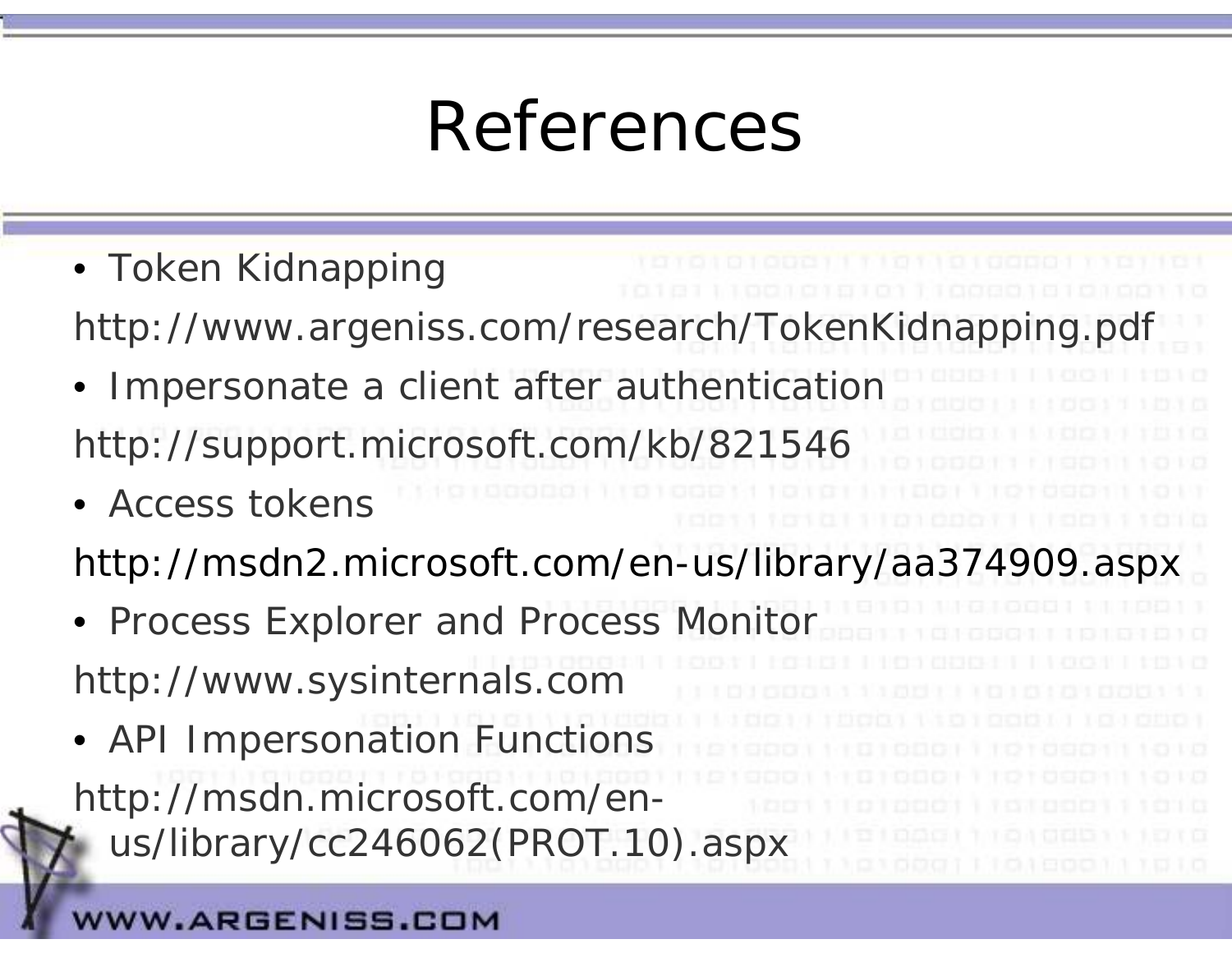# References

- Token Kidnapping

http://www.argeniss.com/research/TokenKidnapping.pdf

- Impersonate a client after authentication

http://support.microsoft.com/kb/821546

- Access tokens

http://msdn2.microsoft.com/en-us/library/aa374909.aspx

- Process Explorer and Process Monitor

http://www.sysinternals.com

- API Impersonation Functions

http://msdn.microsoft.com/en-us/library/cc246062(PROT.10).aspx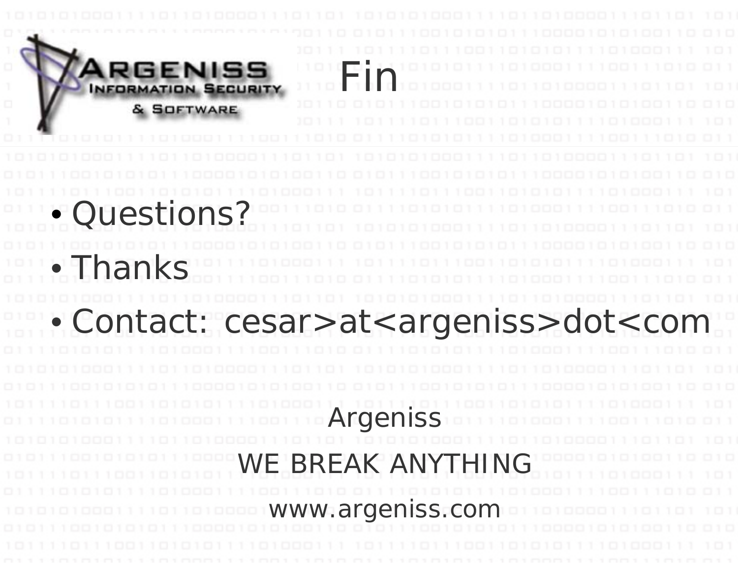# Fin

- Questions?
- Thanks
- Contact: cesar>at<argeniss>dot<com

Argeniss

WE BREAK ANYTHING

www.argeniss.com